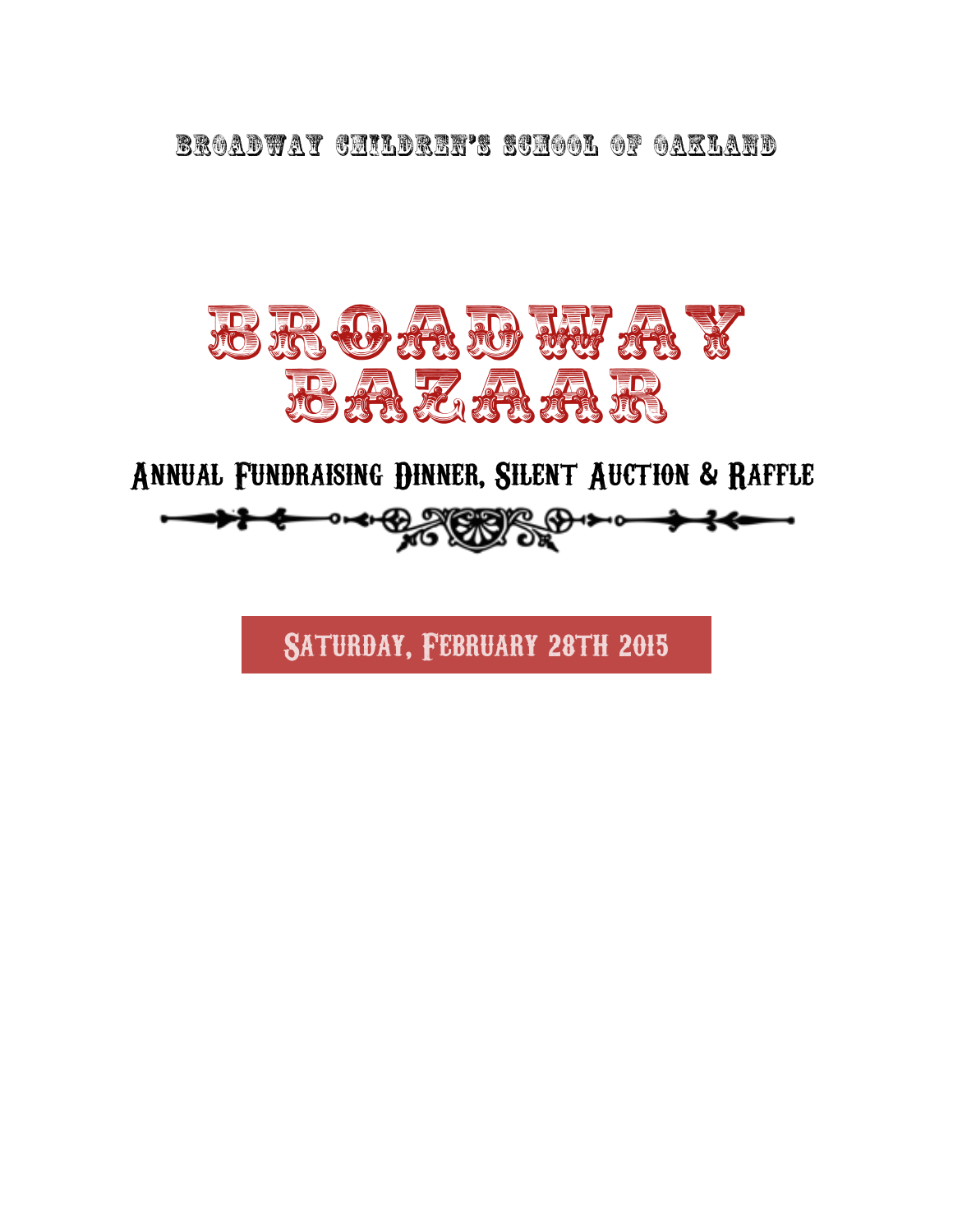Broadway Children's School of Oakland

# Broadway Bazaar

## Annual Fundraising Dinner, Silent Auction & Raffle

**Saturday, February 28th 2015**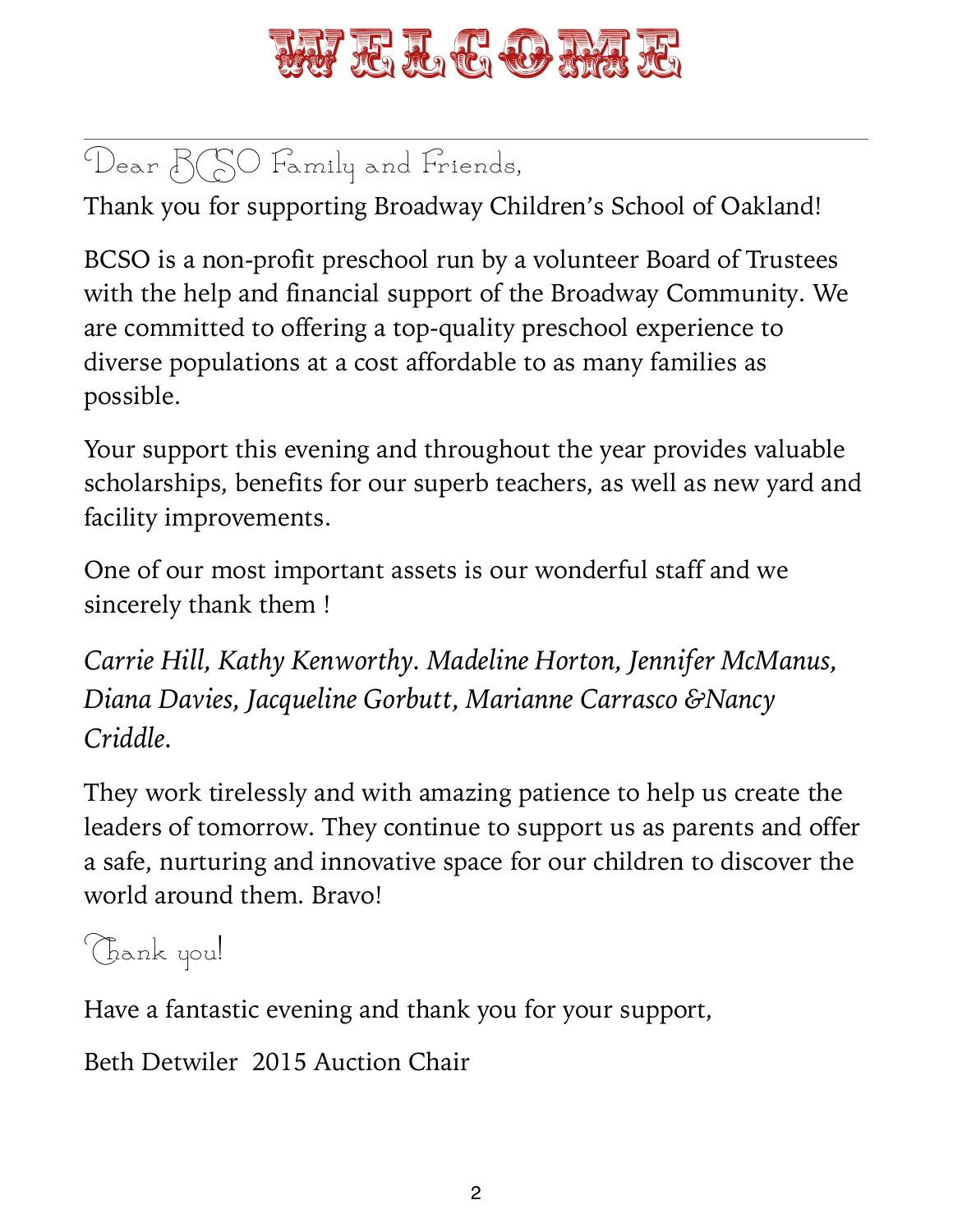# WELCOME

---

Dear BCSO Family and Friends,

Thank you for supporting Broadway Children's School of Oakland!

BCSO is a non-profit preschool run by a volunteer Board of Trustees with the help and financial support of the Broadway Community. We are committed to offering a top-quality preschool experience to diverse populations at a cost affordable to as many families as possible.

Your support this evening and throughout the year provides valuable scholarships, benefits for our superb teachers, as well as new yard and facility improvements.

One of our most important assets is our wonderful staff and we sincerely thank them !

*Carrie Hill, Kathy Kenworthy. Madeline Horton, Jennifer McManus, Diana Davies, Jacqueline Gorbutt, Marianne Carrasco &Nancy Criddle.*

They work tirelessly and with amazing patience to help us create the leaders of tomorrow. They continue to support us as parents and offer a safe, nurturing and innovative space for our children to discover the world around them. Bravo!

Thank you!

Have a fantastic evening and thank you for your support,

Beth Detwiler 2015 Auction Chair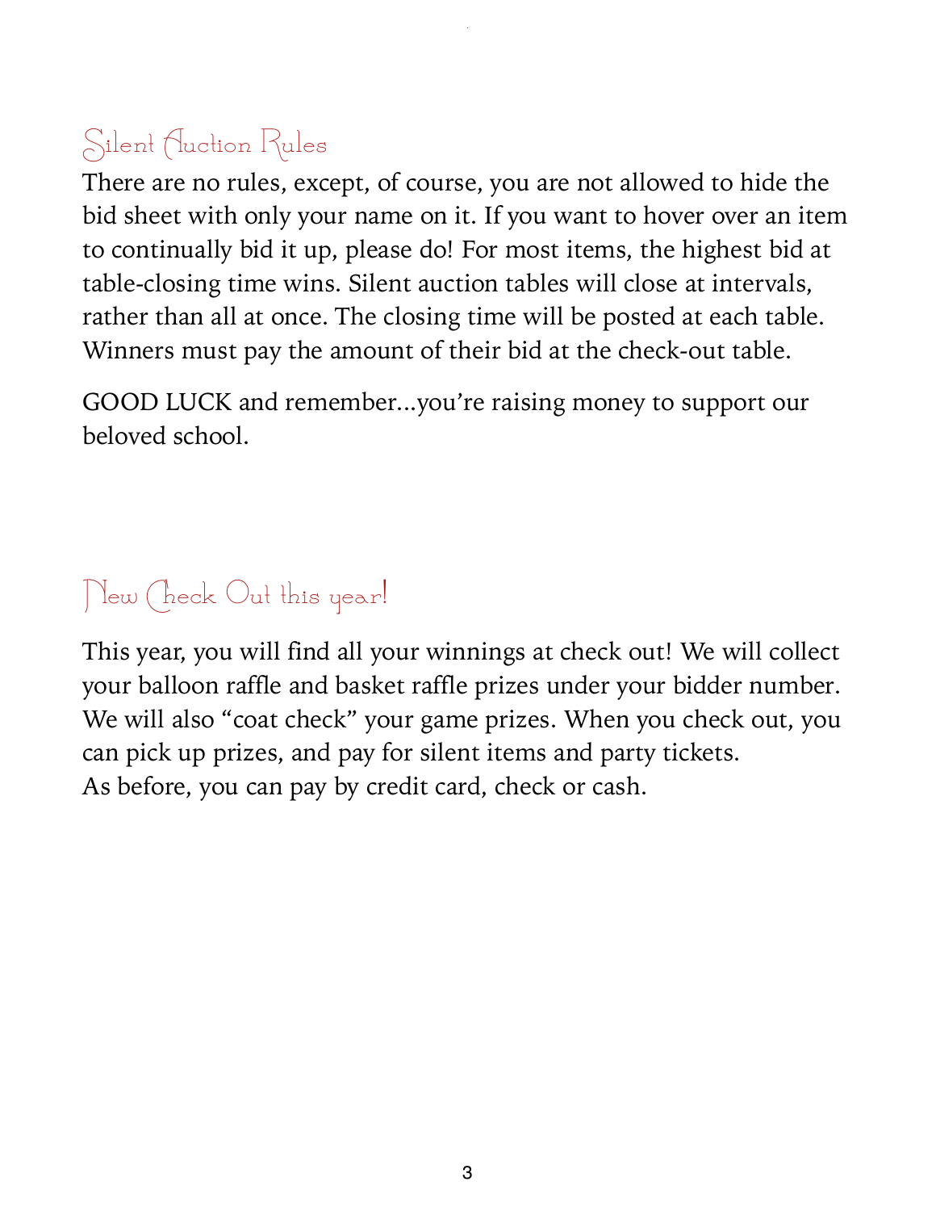## Silent Auction Rules

There are no rules, except, of course, you are not allowed to hide the bid sheet with only your name on it. If you want to hover over an item to continually bid it up, please do! For most items, the highest bid at table-closing time wins. Silent auction tables will close at intervals, rather than all at once. The closing time will be posted at each table. Winners must pay the amount of their bid at the check-out table.

GOOD LUCK and remember…you're raising money to support our beloved school.

## New Check Out this year!

This year, you will find all your winnings at check out! We will collect your balloon raffle and basket raffle prizes under your bidder number. We will also "coat check" your game prizes. When you check out, you can pick up prizes, and pay for silent items and party tickets.
As before, you can pay by credit card, check or cash.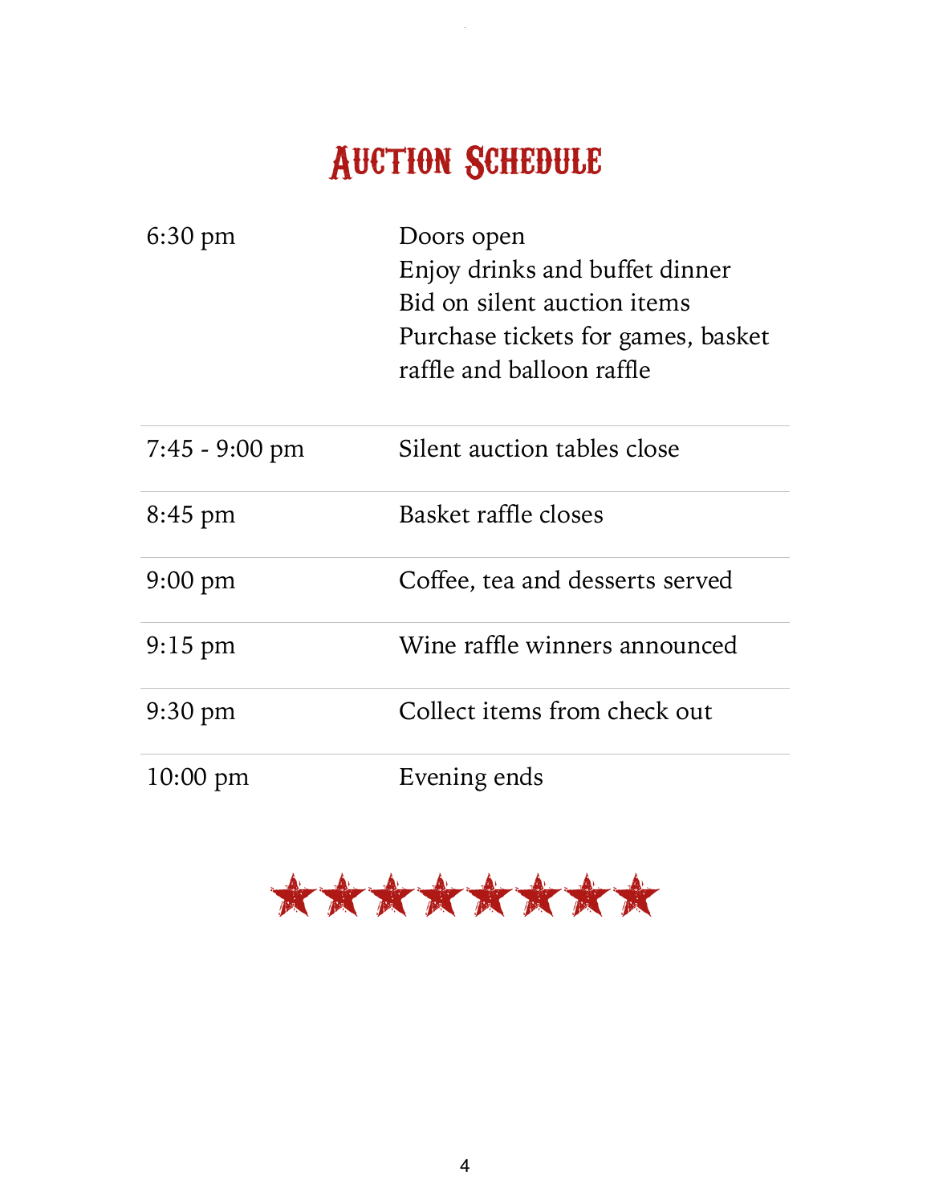# Auction Schedule

| | |
|---|---|
| 6:30 pm | Doors open<br>Enjoy drinks and buffet dinner<br>Bid on silent auction items<br>Purchase tickets for games, basket raffle and balloon raffle |
| 7:45 - 9:00 pm | Silent auction tables close |
| 8:45 pm | Basket raffle closes |
| 9:00 pm | Coffee, tea and desserts served |
| 9:15 pm | Wine raffle winners announced |
| 9:30 pm | Collect items from check out |
| 10:00 pm | Evening ends |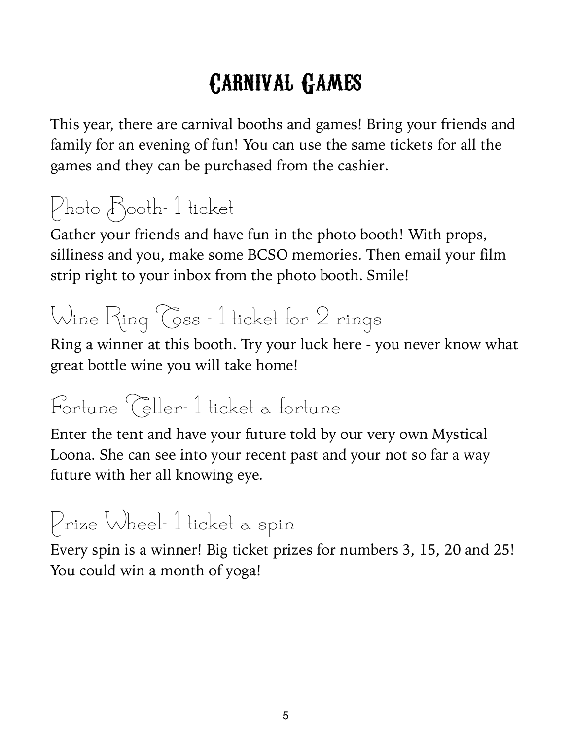# Carnival Games

This year, there are carnival booths and games! Bring your friends and family for an evening of fun! You can use the same tickets for all the games and they can be purchased from the cashier.

## Photo Booth- 1 ticket

Gather your friends and have fun in the photo booth! With props, silliness and you, make some BCSO memories. Then email your film strip right to your inbox from the photo booth. Smile!

## Wine Ring Toss - 1 ticket for 2 rings

Ring a winner at this booth. Try your luck here - you never know what great bottle wine you will take home!

## Fortune Teller- 1 ticket a fortune

Enter the tent and have your future told by our very own Mystical Loona. She can see into your recent past and your not so far a way future with her all knowing eye.

## Prize Wheel- 1 ticket a spin

Every spin is a winner! Big ticket prizes for numbers 3, 15, 20 and 25! You could win a month of yoga!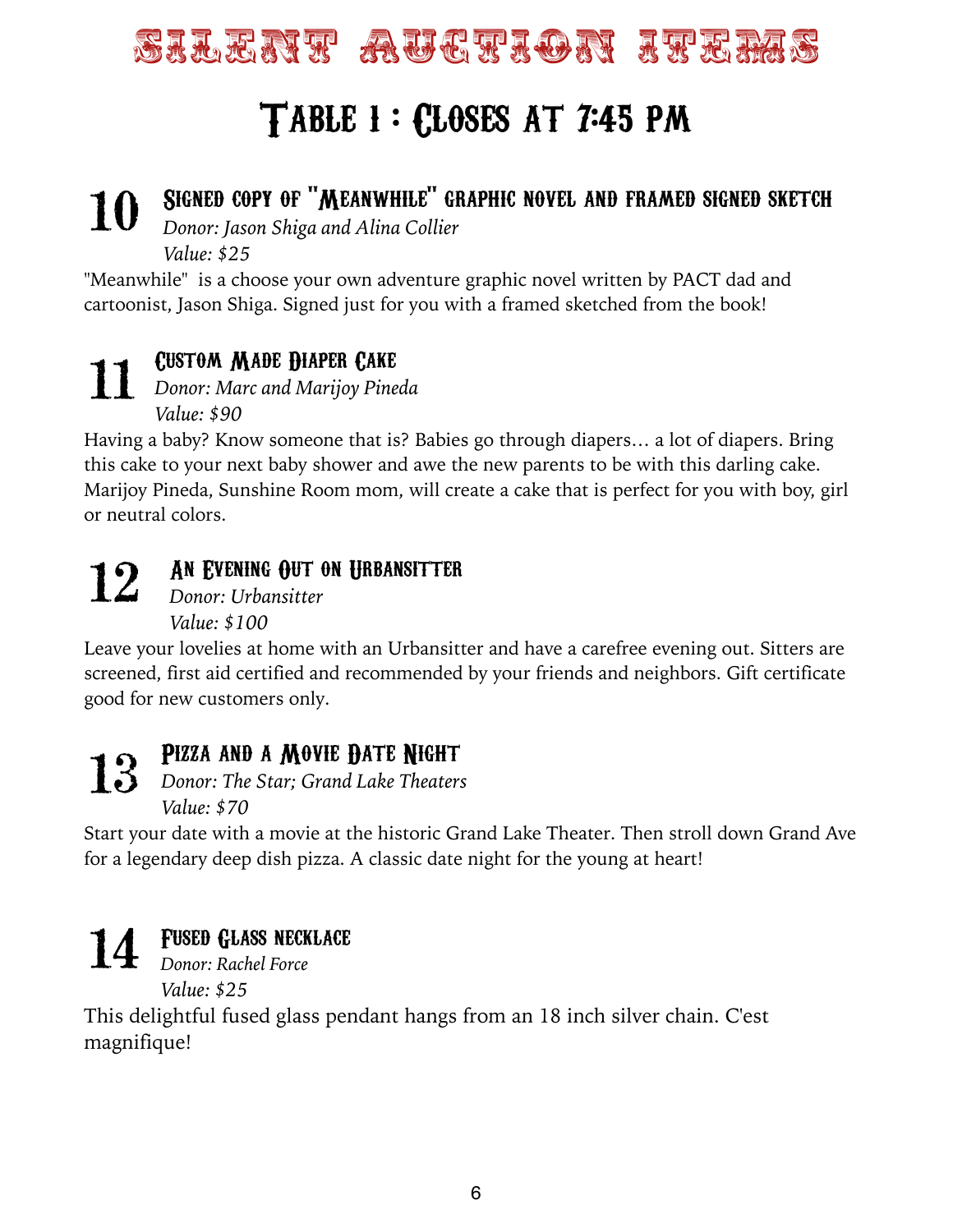# Silent Auction Items

## Table 1 : Closes at 7:45 PM

### 10 Signed copy of "Meanwhile" graphic novel and framed signed sketch

*Donor: Jason Shiga and Alina Collier*
*Value: $25*

"Meanwhile" is a choose your own adventure graphic novel written by PACT dad and cartoonist, Jason Shiga. Signed just for you with a framed sketched from the book!

### 11 Custom Made Diaper Cake

*Donor: Marc and Marijoy Pineda*
*Value: $90*

Having a baby? Know someone that is? Babies go through diapers… a lot of diapers. Bring this cake to your next baby shower and awe the new parents to be with this darling cake. Marijoy Pineda, Sunshine Room mom, will create a cake that is perfect for you with boy, girl or neutral colors.

### 12 An Evening Out on Urbansitter

*Donor: Urbansitter*
*Value: $100*

Leave your lovelies at home with an Urbansitter and have a carefree evening out. Sitters are screened, first aid certified and recommended by your friends and neighbors. Gift certificate good for new customers only.

### 13 Pizza and a Movie Date Night

*Donor: The Star; Grand Lake Theaters*
*Value: $70*

Start your date with a movie at the historic Grand Lake Theater. Then stroll down Grand Ave for a legendary deep dish pizza. A classic date night for the young at heart!

### 14 Fused Glass necklace

*Donor: Rachel Force*
*Value: $25*

This delightful fused glass pendant hangs from an 18 inch silver chain. C'est magnifique!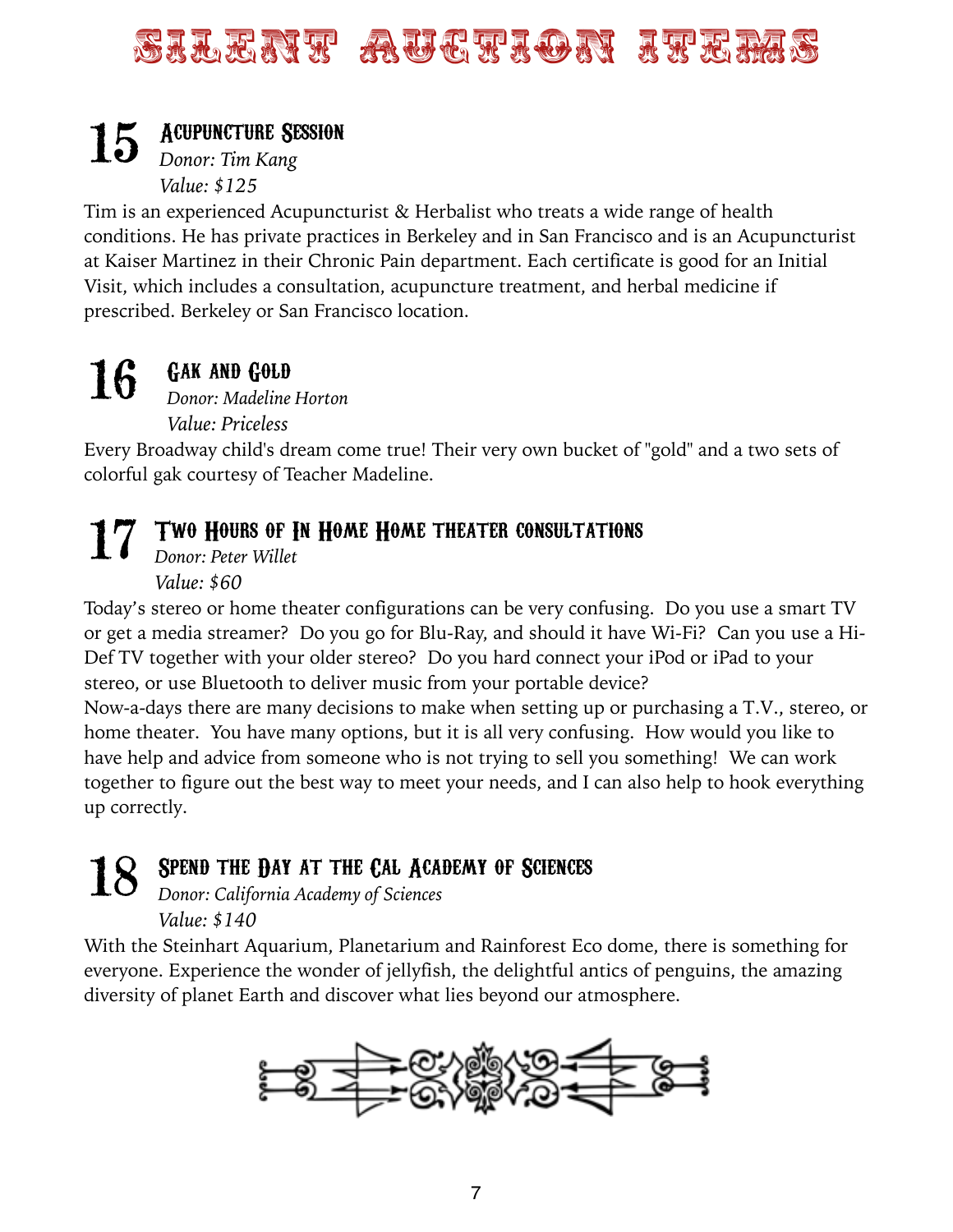# Silent Auction Items

## 15 Acupuncture Session

*Donor: Tim Kang*
*Value: $125*

Tim is an experienced Acupuncturist & Herbalist who treats a wide range of health conditions. He has private practices in Berkeley and in San Francisco and is an Acupuncturist at Kaiser Martinez in their Chronic Pain department. Each certificate is good for an Initial Visit, which includes a consultation, acupuncture treatment, and herbal medicine if prescribed. Berkeley or San Francisco location.

## 16 Gak and Gold

*Donor: Madeline Horton*
*Value: Priceless*

Every Broadway child's dream come true! Their very own bucket of "gold" and a two sets of colorful gak courtesy of Teacher Madeline.

## 17 Two Hours of In Home Home theater consultations

*Donor: Peter Willet*
*Value: $60*

Today's stereo or home theater configurations can be very confusing. Do you use a smart TV or get a media streamer? Do you go for Blu-Ray, and should it have Wi-Fi? Can you use a Hi-Def TV together with your older stereo? Do you hard connect your iPod or iPad to your stereo, or use Bluetooth to deliver music from your portable device?
Now-a-days there are many decisions to make when setting up or purchasing a T.V., stereo, or home theater. You have many options, but it is all very confusing. How would you like to have help and advice from someone who is not trying to sell you something! We can work together to figure out the best way to meet your needs, and I can also help to hook everything up correctly.

## 18 Spend the Day at the Cal Academy of Sciences

*Donor: California Academy of Sciences*
*Value: $140*

With the Steinhart Aquarium, Planetarium and Rainforest Eco dome, there is something for everyone. Experience the wonder of jellyfish, the delightful antics of penguins, the amazing diversity of planet Earth and discover what lies beyond our atmosphere.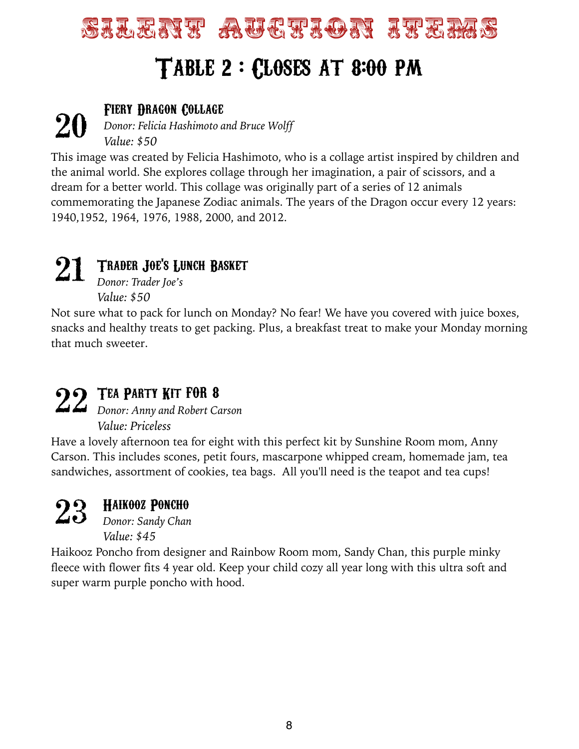# Silent Auction Items

## Table 2 : Closes at 8:00 PM

### 20 Fiery Dragon Collage

*Donor: Felicia Hashimoto and Bruce Wolff*
*Value: $50*

This image was created by Felicia Hashimoto, who is a collage artist inspired by children and the animal world. She explores collage through her imagination, a pair of scissors, and a dream for a better world. This collage was originally part of a series of 12 animals commemorating the Japanese Zodiac animals. The years of the Dragon occur every 12 years: 1940,1952, 1964, 1976, 1988, 2000, and 2012.

### 21 Trader Joe's Lunch Basket

*Donor: Trader Joe's*
*Value: $50*

Not sure what to pack for lunch on Monday? No fear! We have you covered with juice boxes, snacks and healthy treats to get packing. Plus, a breakfast treat to make your Monday morning that much sweeter.

### 22 Tea Party Kit FOR 8

*Donor: Anny and Robert Carson*
*Value: Priceless*

Have a lovely afternoon tea for eight with this perfect kit by Sunshine Room mom, Anny Carson. This includes scones, petit fours, mascarpone whipped cream, homemade jam, tea sandwiches, assortment of cookies, tea bags. All you'll need is the teapot and tea cups!

### 23 Haikooz Poncho

*Donor: Sandy Chan*
*Value: $45*

Haikooz Poncho from designer and Rainbow Room mom, Sandy Chan, this purple minky fleece with flower fits 4 year old. Keep your child cozy all year long with this ultra soft and super warm purple poncho with hood.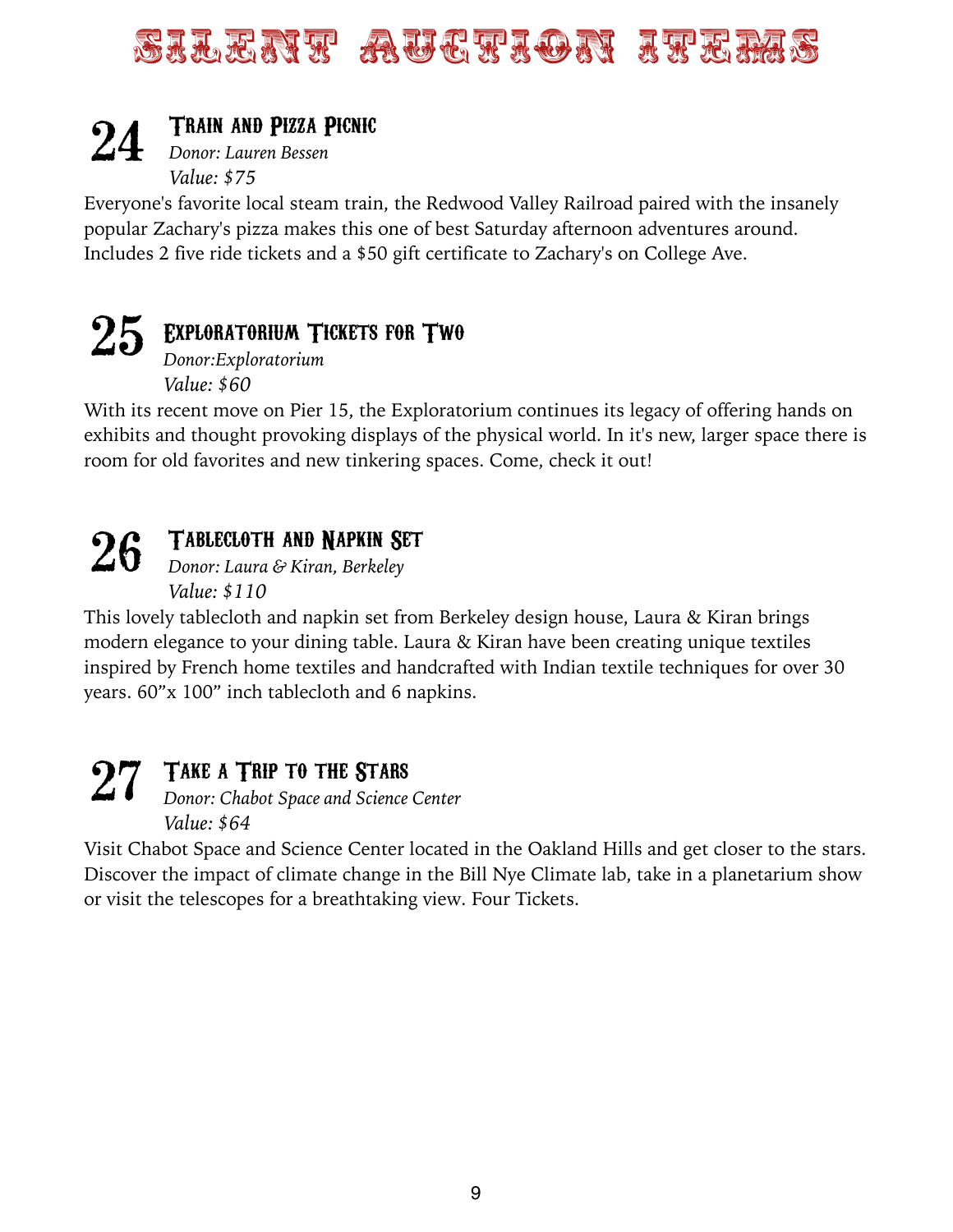# SILENT AUCTION ITEMS

## 24 Train and Pizza Picnic

*Donor: Lauren Bessen*
*Value: $75*

Everyone's favorite local steam train, the Redwood Valley Railroad paired with the insanely popular Zachary's pizza makes this one of best Saturday afternoon adventures around. Includes 2 five ride tickets and a $50 gift certificate to Zachary's on College Ave.

## 25 Exploratorium Tickets for Two

*Donor:Exploratorium*
*Value: $60*

With its recent move on Pier 15, the Exploratorium continues its legacy of offering hands on exhibits and thought provoking displays of the physical world. In it's new, larger space there is room for old favorites and new tinkering spaces. Come, check it out!

## 26 Tablecloth and Napkin Set

*Donor: Laura & Kiran, Berkeley*
*Value: $110*

This lovely tablecloth and napkin set from Berkeley design house, Laura & Kiran brings modern elegance to your dining table. Laura & Kiran have been creating unique textiles inspired by French home textiles and handcrafted with Indian textile techniques for over 30 years. 60"x 100" inch tablecloth and 6 napkins.

## 27 Take a Trip to the Stars

*Donor: Chabot Space and Science Center*
*Value: $64*

Visit Chabot Space and Science Center located in the Oakland Hills and get closer to the stars. Discover the impact of climate change in the Bill Nye Climate lab, take in a planetarium show or visit the telescopes for a breathtaking view. Four Tickets.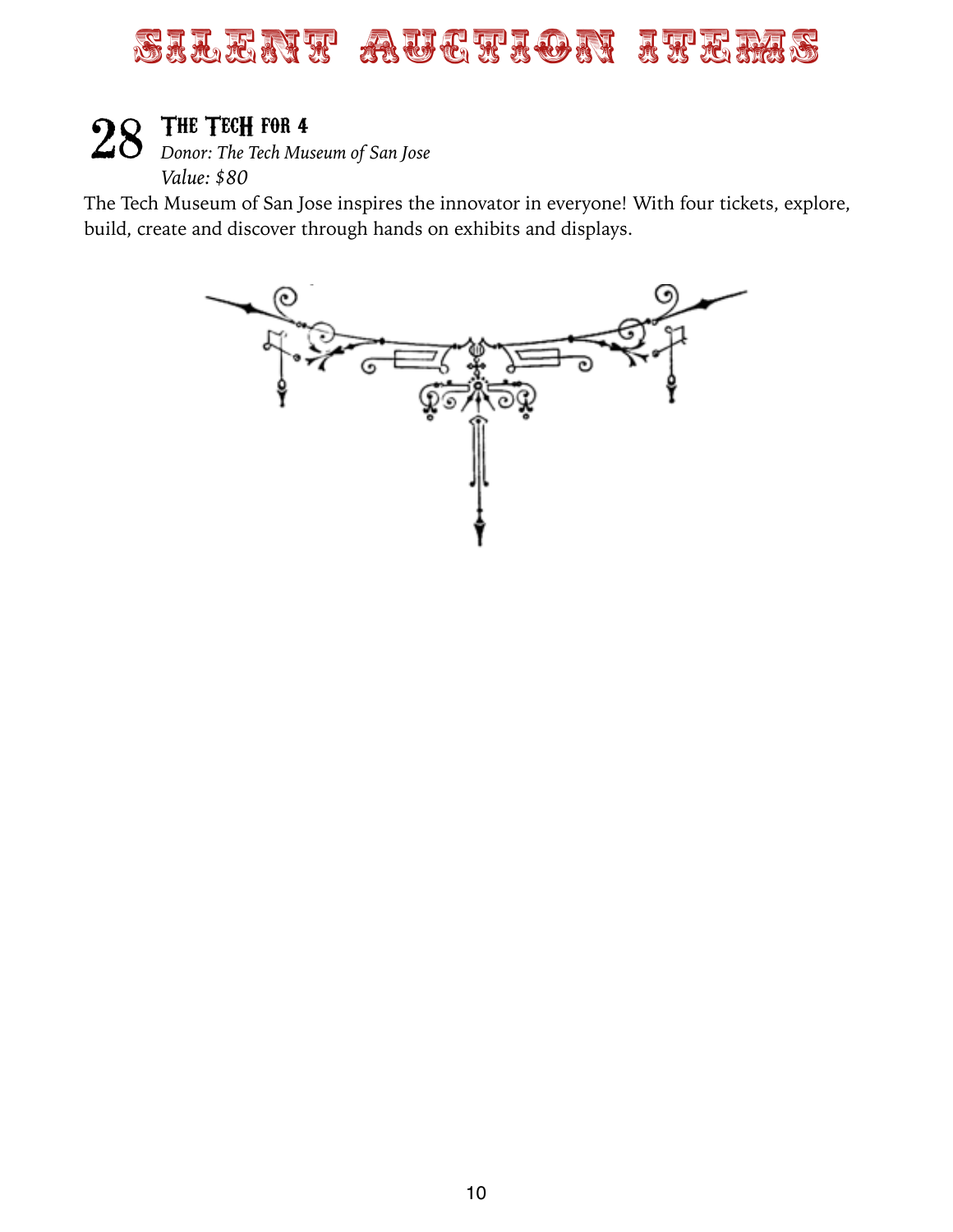# SILENT AUCTION ITEMS

## 28 The Tech for 4

*Donor: The Tech Museum of San Jose*
*Value: $80*

The Tech Museum of San Jose inspires the innovator in everyone! With four tickets, explore, build, create and discover through hands on exhibits and displays.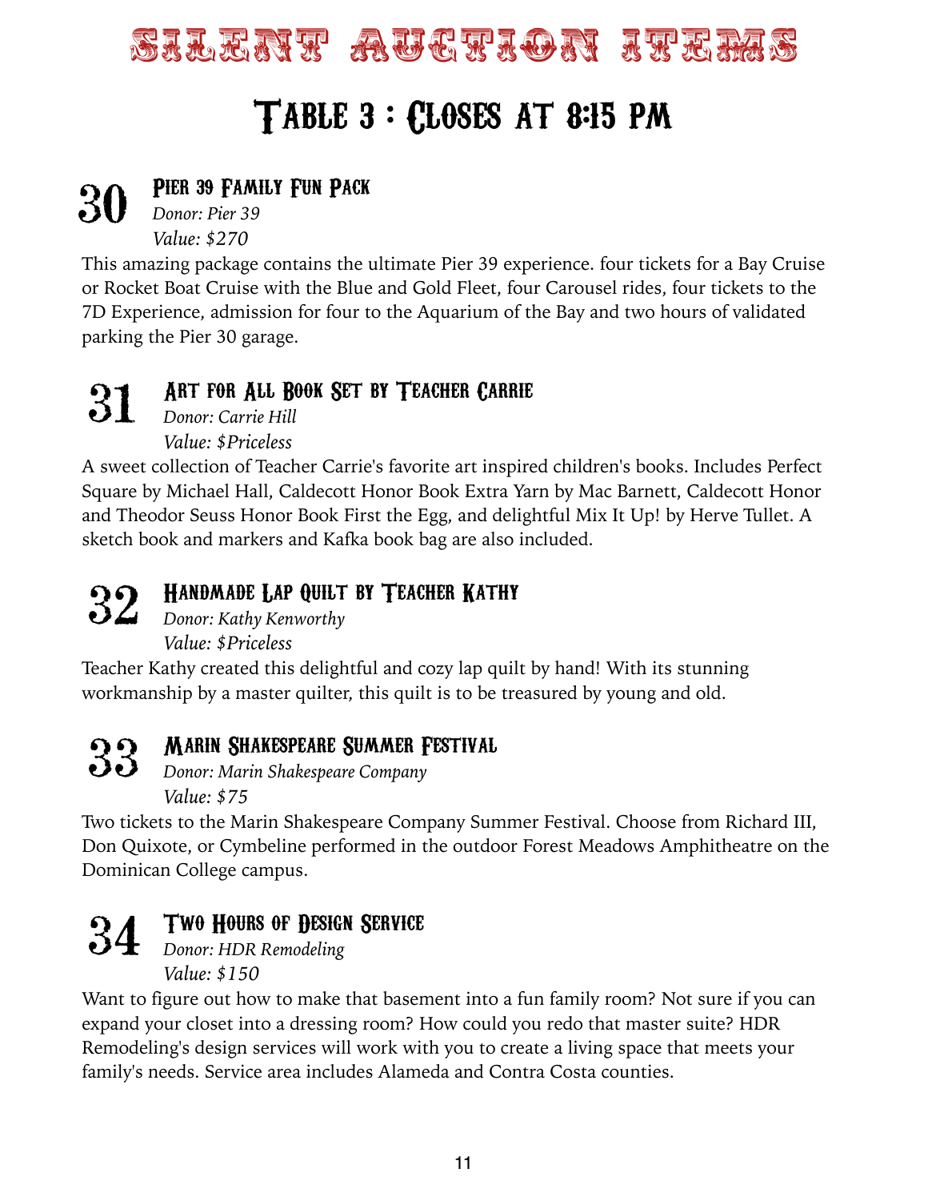# SILENT AUCTION ITEMS

## Table 3 : Closes at 8:15 PM

### 30 Pier 39 Family Fun Pack

*Donor: Pier 39*
*Value: $270*

This amazing package contains the ultimate Pier 39 experience. four tickets for a Bay Cruise or Rocket Boat Cruise with the Blue and Gold Fleet, four Carousel rides, four tickets to the 7D Experience, admission for four to the Aquarium of the Bay and two hours of validated parking the Pier 30 garage.

### 31 Art for All Book Set by Teacher Carrie

*Donor: Carrie Hill*
*Value: $Priceless*

A sweet collection of Teacher Carrie's favorite art inspired children's books. Includes Perfect Square by Michael Hall, Caldecott Honor Book Extra Yarn by Mac Barnett, Caldecott Honor and Theodor Seuss Honor Book First the Egg, and delightful Mix It Up! by Herve Tullet. A sketch book and markers and Kafka book bag are also included.

### 32 Handmade Lap Quilt by Teacher Kathy

*Donor: Kathy Kenworthy*
*Value: $Priceless*

Teacher Kathy created this delightful and cozy lap quilt by hand! With its stunning workmanship by a master quilter, this quilt is to be treasured by young and old.

### 33 Marin Shakespeare Summer Festival

*Donor: Marin Shakespeare Company*
*Value: $75*

Two tickets to the Marin Shakespeare Company Summer Festival. Choose from Richard III, Don Quixote, or Cymbeline performed in the outdoor Forest Meadows Amphitheatre on the Dominican College campus.

### 34 Two Hours of Design Service

*Donor: HDR Remodeling*
*Value: $150*

Want to figure out how to make that basement into a fun family room? Not sure if you can expand your closet into a dressing room? How could you redo that master suite? HDR Remodeling's design services will work with you to create a living space that meets your family's needs. Service area includes Alameda and Contra Costa counties.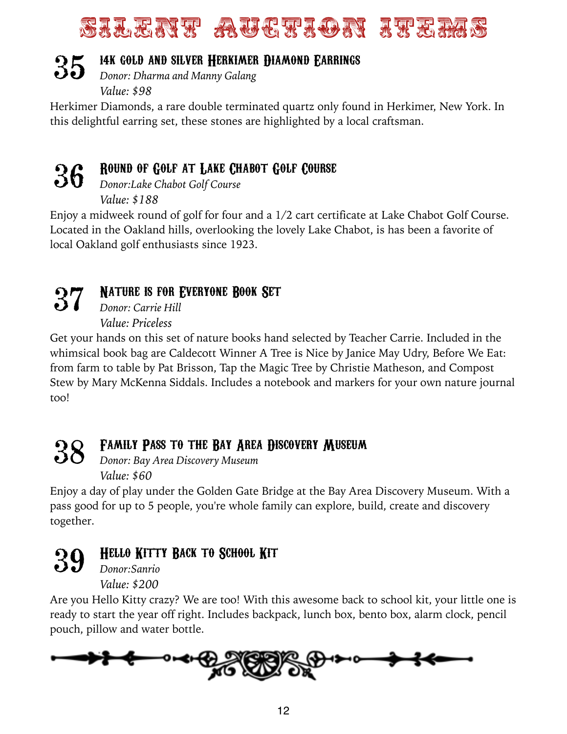# SILENT AUCTION ITEMS

## 35 14K GOLD AND SILVER HERKIMER DIAMOND EARRINGS

*Donor: Dharma and Manny Galang*

*Value: $98*

Herkimer Diamonds, a rare double terminated quartz only found in Herkimer, New York. In this delightful earring set, these stones are highlighted by a local craftsman.

## 36 ROUND OF GOLF AT LAKE CHABOT GOLF COURSE

*Donor:Lake Chabot Golf Course*

*Value: $188*

Enjoy a midweek round of golf for four and a 1/2 cart certificate at Lake Chabot Golf Course. Located in the Oakland hills, overlooking the lovely Lake Chabot, is has been a favorite of local Oakland golf enthusiasts since 1923.

## 37 NATURE IS FOR EVERYONE BOOK SET

*Donor: Carrie Hill*

*Value: Priceless*

Get your hands on this set of nature books hand selected by Teacher Carrie. Included in the whimsical book bag are Caldecott Winner A Tree is Nice by Janice May Udry, Before We Eat: from farm to table by Pat Brisson, Tap the Magic Tree by Christie Matheson, and Compost Stew by Mary McKenna Siddals. Includes a notebook and markers for your own nature journal too!

## 38 FAMILY PASS TO THE BAY AREA DISCOVERY MUSEUM

*Donor: Bay Area Discovery Museum*

*Value: $60*

Enjoy a day of play under the Golden Gate Bridge at the Bay Area Discovery Museum. With a pass good for up to 5 people, you're whole family can explore, build, create and discovery together.

## 39 HELLO KITTY BACK TO SCHOOL KIT

*Donor:Sanrio*

*Value: $200*

Are you Hello Kitty crazy? We are too! With this awesome back to school kit, your little one is ready to start the year off right. Includes backpack, lunch box, bento box, alarm clock, pencil pouch, pillow and water bottle.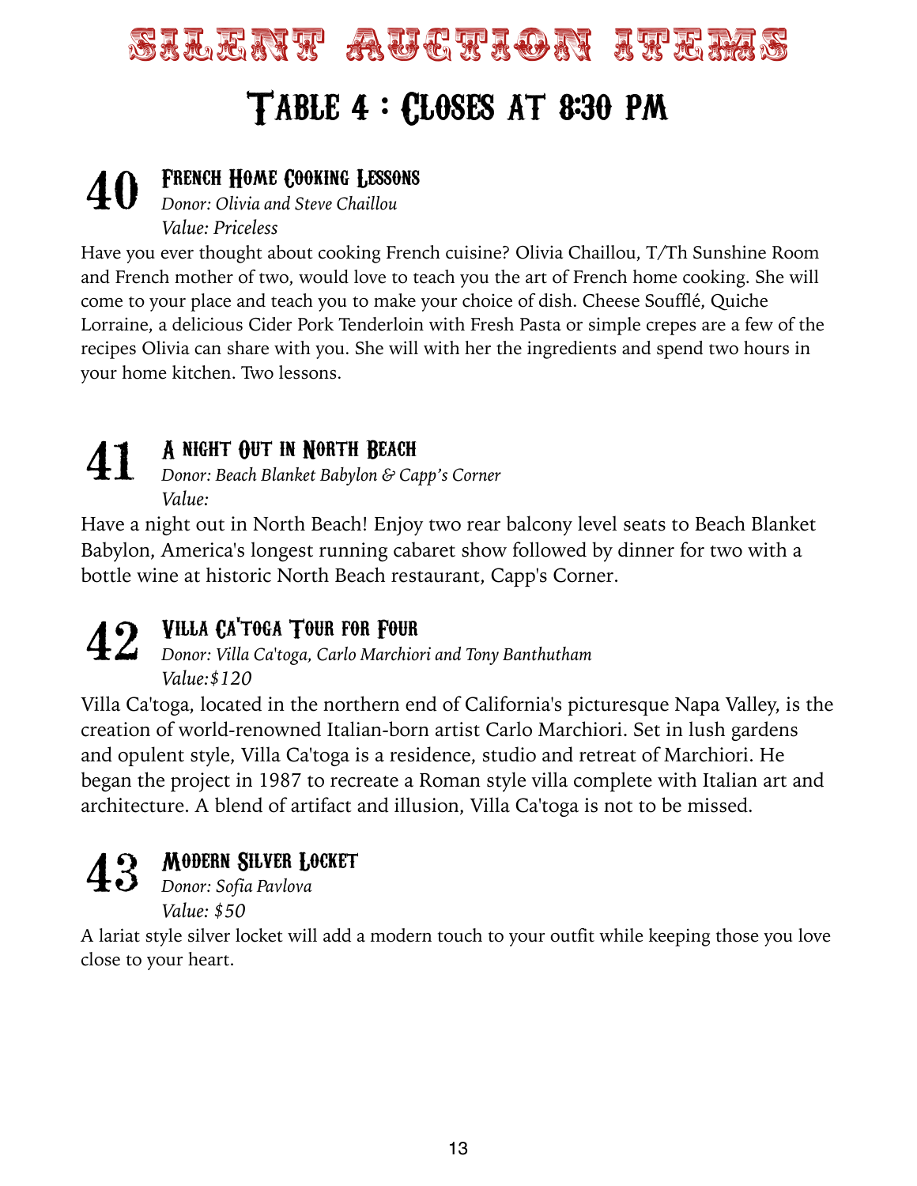# Silent Auction Items

## Table 4 : Closes at 8:30 PM

### 40 French Home Cooking Lessons

*Donor: Olivia and Steve Chaillou*
*Value: Priceless*

Have you ever thought about cooking French cuisine? Olivia Chaillou, T/Th Sunshine Room and French mother of two, would love to teach you the art of French home cooking. She will come to your place and teach you to make your choice of dish. Cheese Soufflé, Quiche Lorraine, a delicious Cider Pork Tenderloin with Fresh Pasta or simple crepes are a few of the recipes Olivia can share with you. She will with her the ingredients and spend two hours in your home kitchen. Two lessons.

### 41 A Night Out in North Beach

*Donor: Beach Blanket Babylon & Capp's Corner*
*Value:*

Have a night out in North Beach! Enjoy two rear balcony level seats to Beach Blanket Babylon, America's longest running cabaret show followed by dinner for two with a bottle wine at historic North Beach restaurant, Capp's Corner.

### 42 Villa Ca'toga Tour for Four

*Donor: Villa Ca'toga, Carlo Marchiori and Tony Banthutham*
*Value:$120*

Villa Ca'toga, located in the northern end of California's picturesque Napa Valley, is the creation of world-renowned Italian-born artist Carlo Marchiori. Set in lush gardens and opulent style, Villa Ca'toga is a residence, studio and retreat of Marchiori. He began the project in 1987 to recreate a Roman style villa complete with Italian art and architecture. A blend of artifact and illusion, Villa Ca'toga is not to be missed.

### 43 Modern Silver Locket

*Donor: Sofia Pavlova*
*Value: $50*

A lariat style silver locket will add a modern touch to your outfit while keeping those you love close to your heart.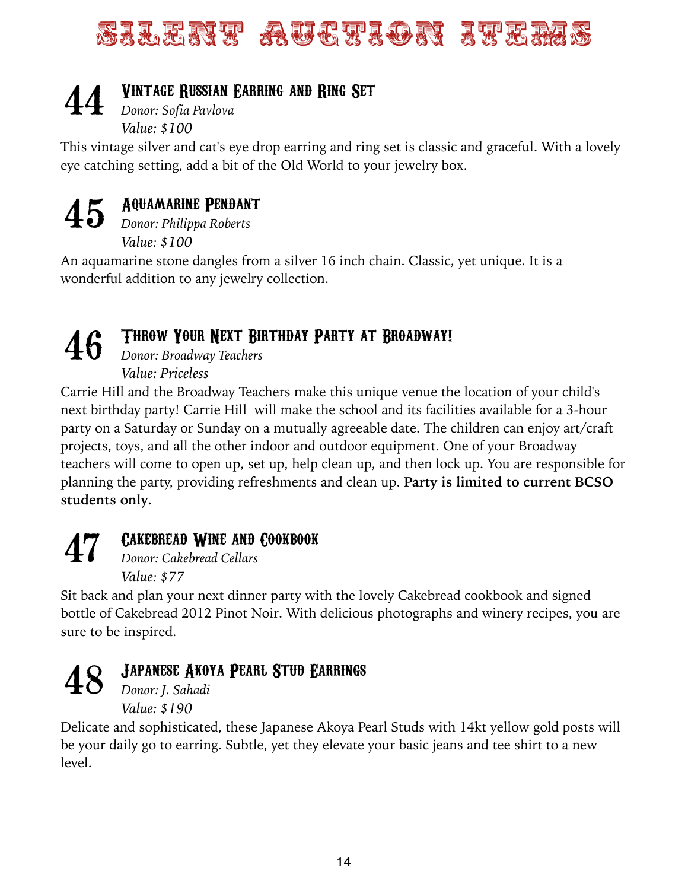# Silent Auction Items

## 44 Vintage Russian Earring and Ring Set

*Donor: Sofia Pavlova*
*Value: $100*

This vintage silver and cat's eye drop earring and ring set is classic and graceful. With a lovely eye catching setting, add a bit of the Old World to your jewelry box.

## 45 Aquamarine Pendant

*Donor: Philippa Roberts*
*Value: $100*

An aquamarine stone dangles from a silver 16 inch chain. Classic, yet unique. It is a wonderful addition to any jewelry collection.

## 46 Throw Your Next Birthday Party at Broadway!

*Donor: Broadway Teachers*
*Value: Priceless*

Carrie Hill and the Broadway Teachers make this unique venue the location of your child's next birthday party! Carrie Hill will make the school and its facilities available for a 3-hour party on a Saturday or Sunday on a mutually agreeable date. The children can enjoy art/craft projects, toys, and all the other indoor and outdoor equipment. One of your Broadway teachers will come to open up, set up, help clean up, and then lock up. You are responsible for planning the party, providing refreshments and clean up. **Party is limited to current BCSO students only.**

## 47 Cakebread Wine and Cookbook

*Donor: Cakebread Cellars*
*Value: $77*

Sit back and plan your next dinner party with the lovely Cakebread cookbook and signed bottle of Cakebread 2012 Pinot Noir. With delicious photographs and winery recipes, you are sure to be inspired.

## 48 Japanese Akoya Pearl Stud Earrings

*Donor: J. Sahadi*
*Value: $190*

Delicate and sophisticated, these Japanese Akoya Pearl Studs with 14kt yellow gold posts will be your daily go to earring. Subtle, yet they elevate your basic jeans and tee shirt to a new level.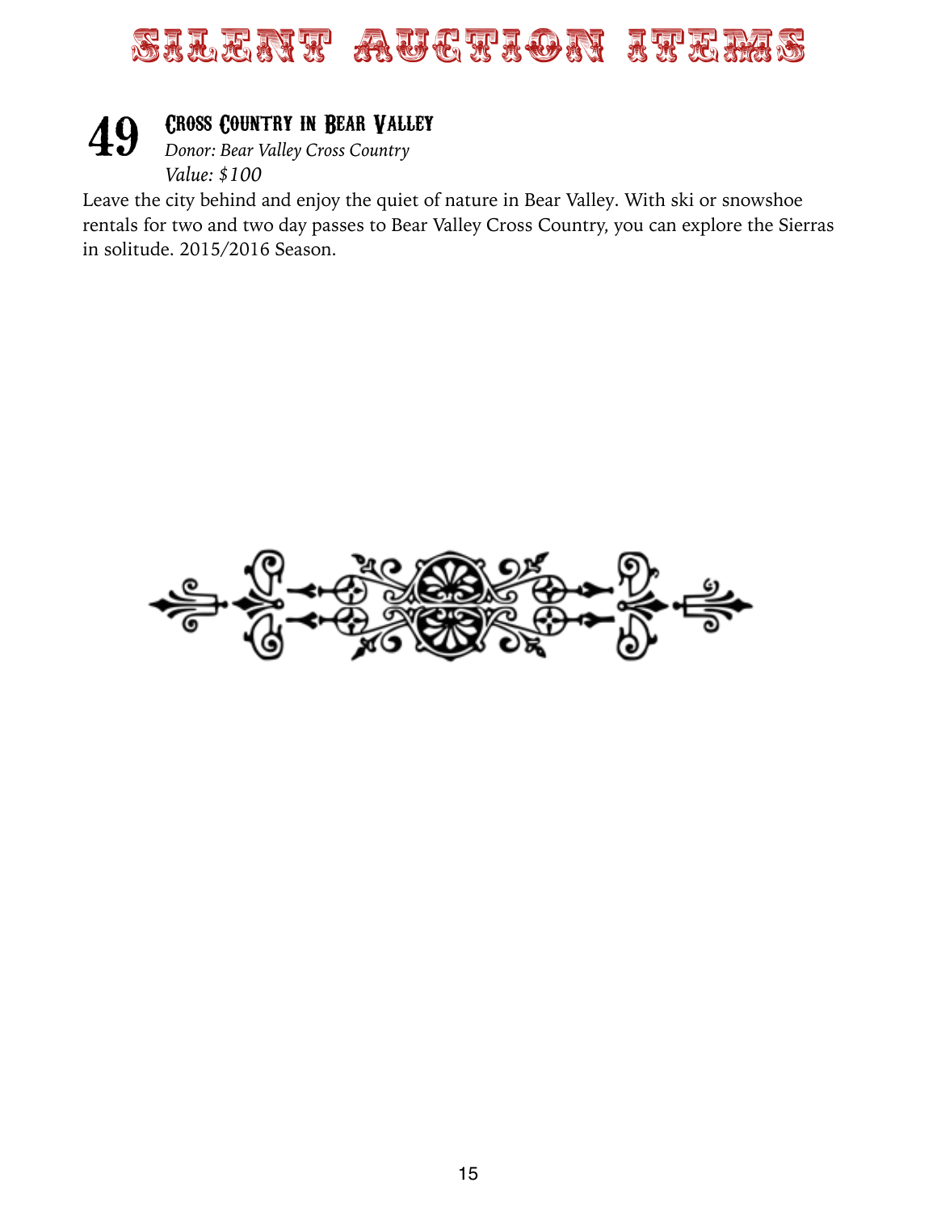# SILENT AUCTION ITEMS

## 49 Cross Country in Bear Valley

*Donor: Bear Valley Cross Country*
*Value: $100*

Leave the city behind and enjoy the quiet of nature in Bear Valley. With ski or snowshoe rentals for two and two day passes to Bear Valley Cross Country, you can explore the Sierras in solitude. 2015/2016 Season.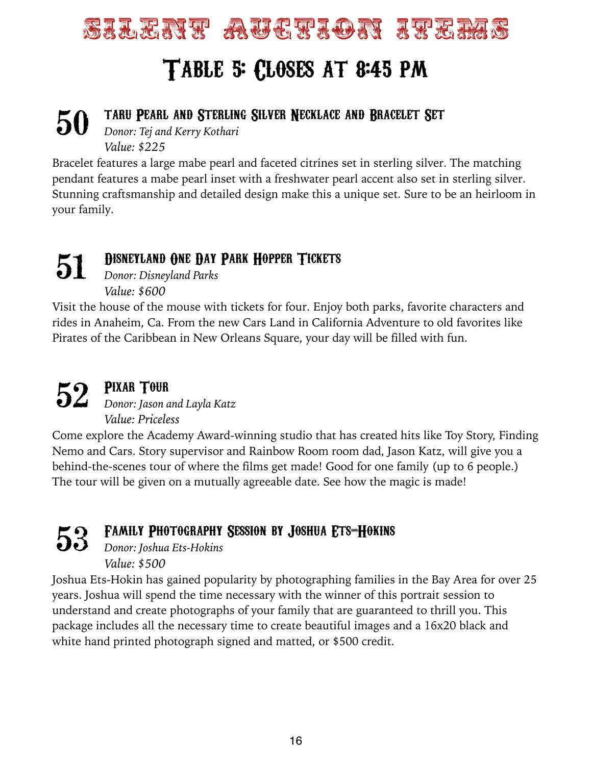# Silent Auction Items

## Table 5: Closes at 8:45 PM

### 50 taru Pearl and Sterling Silver Necklace and Bracelet Set

*Donor: Tej and Kerry Kothari*
*Value: $225*

Bracelet features a large mabe pearl and faceted citrines set in sterling silver. The matching pendant features a mabe pearl inset with a freshwater pearl accent also set in sterling silver. Stunning craftsmanship and detailed design make this a unique set. Sure to be an heirloom in your family.

### 51 Disneyland One Day Park Hopper Tickets

*Donor: Disneyland Parks*
*Value: $600*

Visit the house of the mouse with tickets for four. Enjoy both parks, favorite characters and rides in Anaheim, Ca. From the new Cars Land in California Adventure to old favorites like Pirates of the Caribbean in New Orleans Square, your day will be filled with fun.

### 52 Pixar Tour

*Donor: Jason and Layla Katz*
*Value: Priceless*

Come explore the Academy Award-winning studio that has created hits like Toy Story, Finding Nemo and Cars. Story supervisor and Rainbow Room room dad, Jason Katz, will give you a behind-the-scenes tour of where the films get made! Good for one family (up to 6 people.) The tour will be given on a mutually agreeable date. See how the magic is made!

### 53 Family Photography Session by Joshua Ets-Hokins

*Donor: Joshua Ets-Hokins*
*Value: $500*

Joshua Ets-Hokin has gained popularity by photographing families in the Bay Area for over 25 years. Joshua will spend the time necessary with the winner of this portrait session to understand and create photographs of your family that are guaranteed to thrill you. This package includes all the necessary time to create beautiful images and a 16x20 black and white hand printed photograph signed and matted, or $500 credit.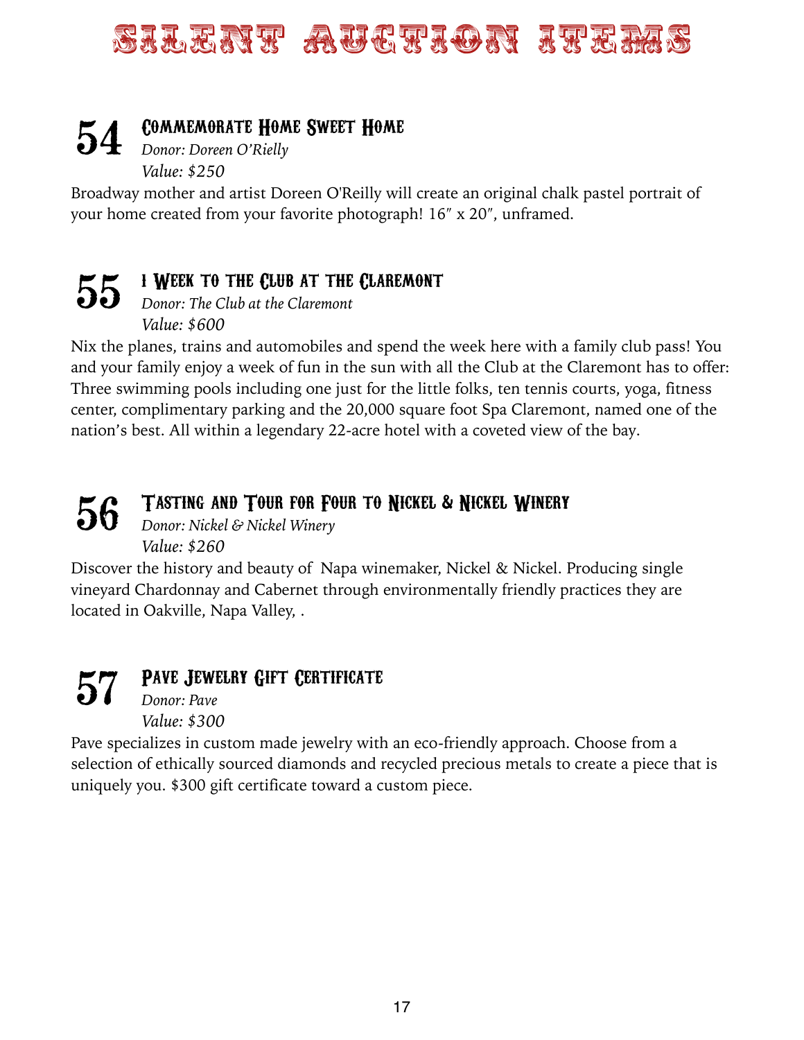# SILENT AUCTION ITEMS

## 54 Commemorate Home Sweet Home

*Donor: Doreen O'Rielly*
*Value: $250*

Broadway mother and artist Doreen O'Reilly will create an original chalk pastel portrait of your home created from your favorite photograph! 16″ x 20″, unframed.

## 55 1 Week to the Club at the Claremont

*Donor: The Club at the Claremont*
*Value: $600*

Nix the planes, trains and automobiles and spend the week here with a family club pass! You and your family enjoy a week of fun in the sun with all the Club at the Claremont has to offer: Three swimming pools including one just for the little folks, ten tennis courts, yoga, fitness center, complimentary parking and the 20,000 square foot Spa Claremont, named one of the nation's best. All within a legendary 22-acre hotel with a coveted view of the bay.

## 56 Tasting and Tour for Four to Nickel & Nickel Winery

*Donor: Nickel & Nickel Winery*
*Value: $260*

Discover the history and beauty of Napa winemaker, Nickel & Nickel. Producing single vineyard Chardonnay and Cabernet through environmentally friendly practices they are located in Oakville, Napa Valley, .

## 57 Pave Jewelry Gift Certificate

*Donor: Pave*
*Value: $300*

Pave specializes in custom made jewelry with an eco-friendly approach. Choose from a selection of ethically sourced diamonds and recycled precious metals to create a piece that is uniquely you. $300 gift certificate toward a custom piece.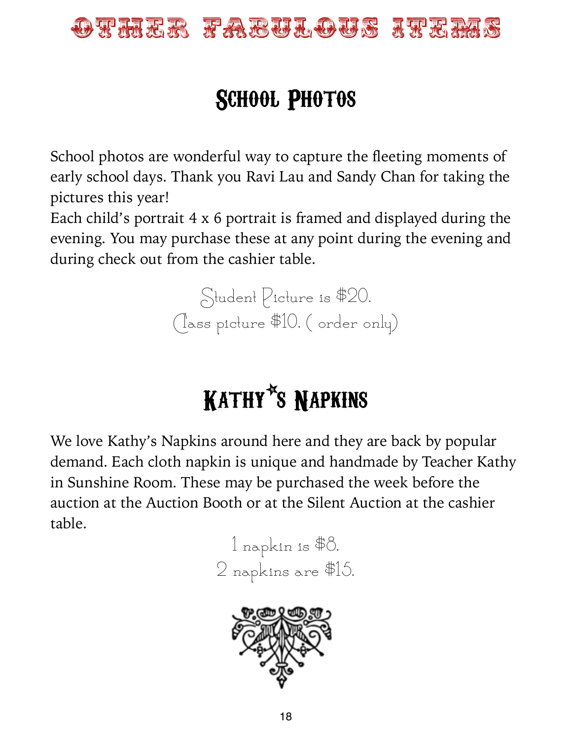# OTHER FABULOUS ITEMS

## School Photos

School photos are wonderful way to capture the fleeting moments of early school days. Thank you Ravi Lau and Sandy Chan for taking the pictures this year!
Each child's portrait 4 x 6 portrait is framed and displayed during the evening. You may purchase these at any point during the evening and during check out from the cashier table.

Student Picture is $20.
Class picture $10. ( order only)

## Kathy's Napkins

We love Kathy's Napkins around here and they are back by popular demand. Each cloth napkin is unique and handmade by Teacher Kathy in Sunshine Room. These may be purchased the week before the auction at the Auction Booth or at the Silent Auction at the cashier table.

1 napkin is $8.
2 napkins are $15.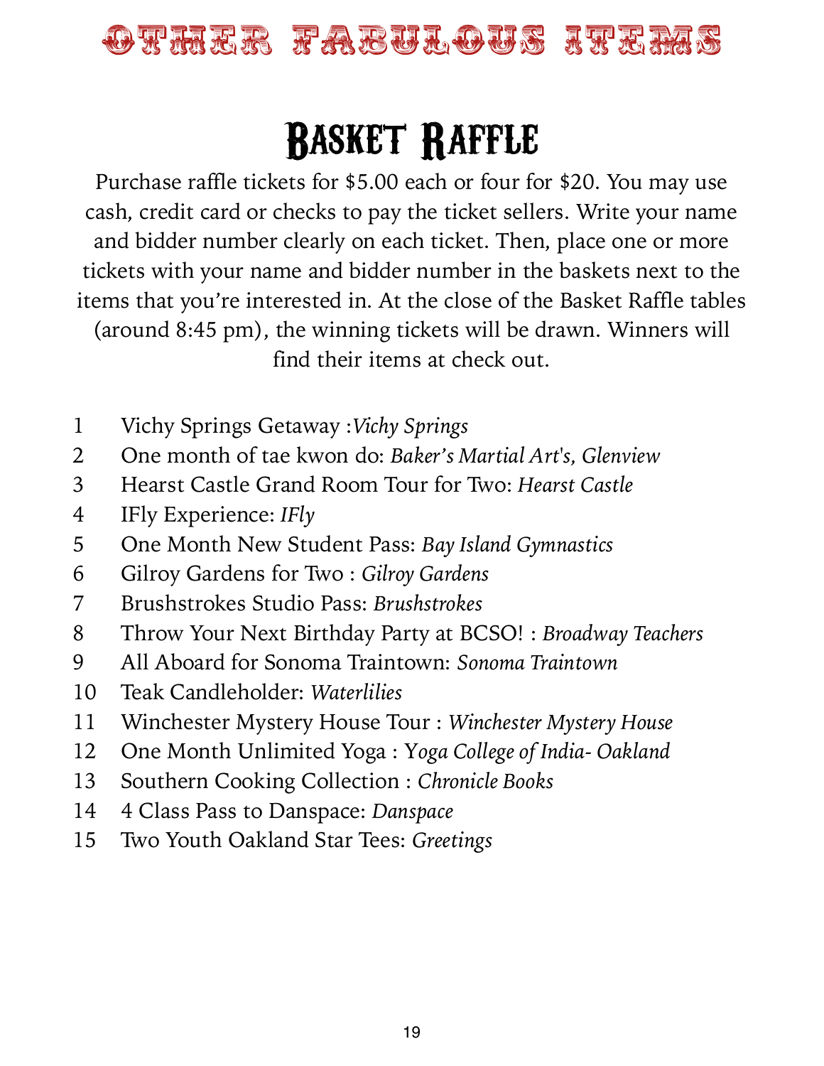# OTHER FABULOUS ITEMS

## Basket Raffle

Purchase raffle tickets for $5.00 each or four for $20. You may use cash, credit card or checks to pay the ticket sellers. Write your name and bidder number clearly on each ticket. Then, place one or more tickets with your name and bidder number in the baskets next to the items that you're interested in. At the close of the Basket Raffle tables (around 8:45 pm), the winning tickets will be drawn. Winners will find their items at check out.

1. Vichy Springs Getaway :*Vichy Springs*
2. One month of tae kwon do: *Baker's Martial Art's, Glenview*
3. Hearst Castle Grand Room Tour for Two: *Hearst Castle*
4. IFly Experience: *IFly*
5. One Month New Student Pass: *Bay Island Gymnastics*
6. Gilroy Gardens for Two : *Gilroy Gardens*
7. Brushstrokes Studio Pass: *Brushstrokes*
8. Throw Your Next Birthday Party at BCSO! : *Broadway Teachers*
9. All Aboard for Sonoma Traintown: *Sonoma Traintown*
10. Teak Candleholder: *Waterlilies*
11. Winchester Mystery House Tour : *Winchester Mystery House*
12. One Month Unlimited Yoga : *Yoga College of India- Oakland*
13. Southern Cooking Collection : *Chronicle Books*
14. 4 Class Pass to Danspace: *Danspace*
15. Two Youth Oakland Star Tees: *Greetings*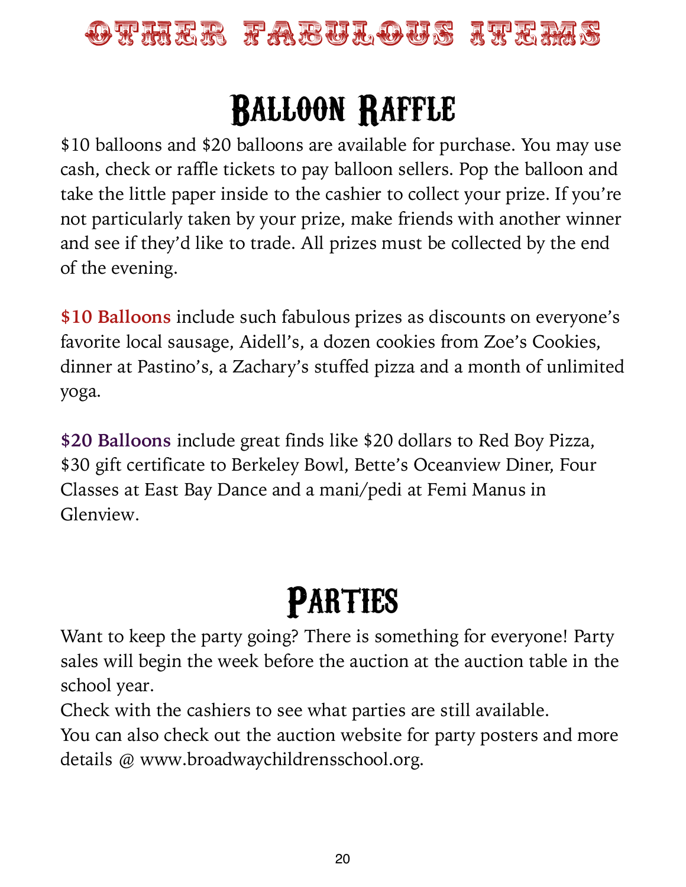# OTHER FABULOUS ITEMS

## Balloon Raffle

$10 balloons and $20 balloons are available for purchase. You may use cash, check or raffle tickets to pay balloon sellers. Pop the balloon and take the little paper inside to the cashier to collect your prize. If you're not particularly taken by your prize, make friends with another winner and see if they'd like to trade. All prizes must be collected by the end of the evening.

**$10 Balloons** include such fabulous prizes as discounts on everyone's favorite local sausage, Aidell's, a dozen cookies from Zoe's Cookies, dinner at Pastino's, a Zachary's stuffed pizza and a month of unlimited yoga.

**$20 Balloons** include great finds like $20 dollars to Red Boy Pizza, $30 gift certificate to Berkeley Bowl, Bette's Oceanview Diner, Four Classes at East Bay Dance and a mani/pedi at Femi Manus in Glenview.

## Parties

Want to keep the party going? There is something for everyone! Party sales will begin the week before the auction at the auction table in the school year.
Check with the cashiers to see what parties are still available.
You can also check out the auction website for party posters and more details @ www.broadwaychildrensschool.org.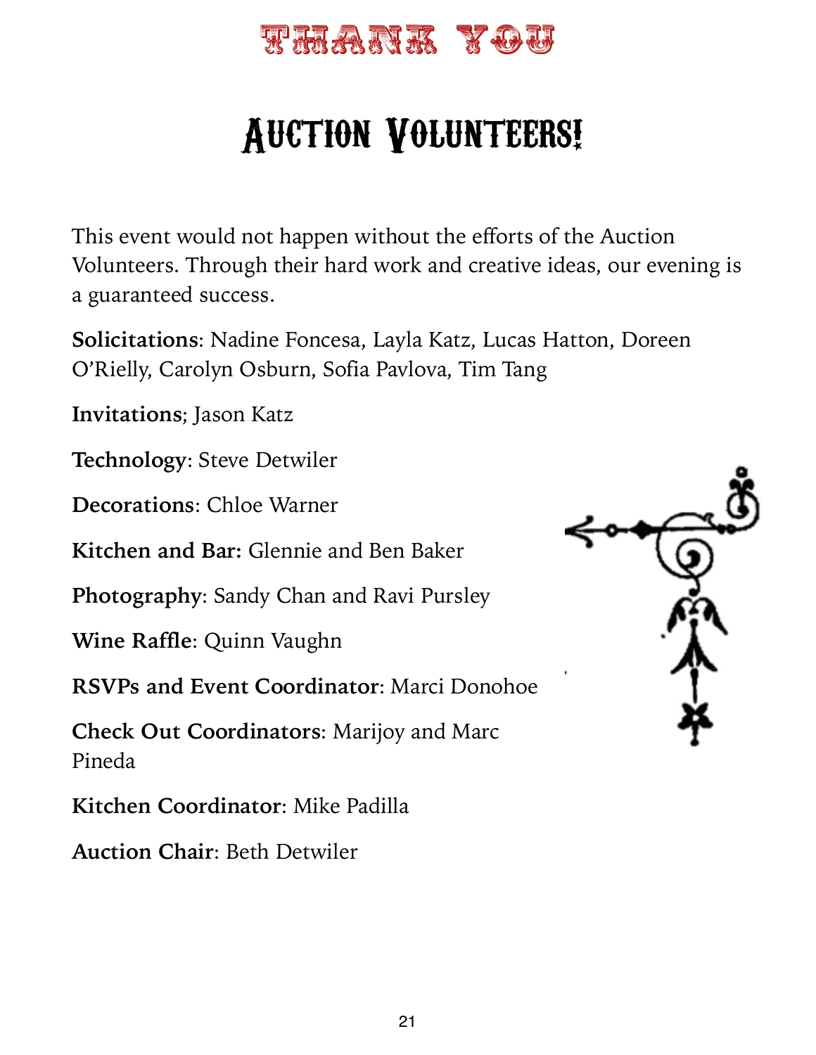# THANK YOU

## Auction Volunteers!

This event would not happen without the efforts of the Auction Volunteers. Through their hard work and creative ideas, our evening is a guaranteed success.

**Solicitations**: Nadine Foncesa, Layla Katz, Lucas Hatton, Doreen O'Rielly, Carolyn Osburn, Sofia Pavlova, Tim Tang

**Invitations**; Jason Katz

**Technology**: Steve Detwiler

**Decorations**: Chloe Warner

**Kitchen and Bar:** Glennie and Ben Baker

**Photography**: Sandy Chan and Ravi Pursley

**Wine Raffle**: Quinn Vaughn

**RSVPs and Event Coordinator**: Marci Donohoe

**Check Out Coordinators**: Marijoy and Marc Pineda

**Kitchen Coordinator**: Mike Padilla

**Auction Chair**: Beth Detwiler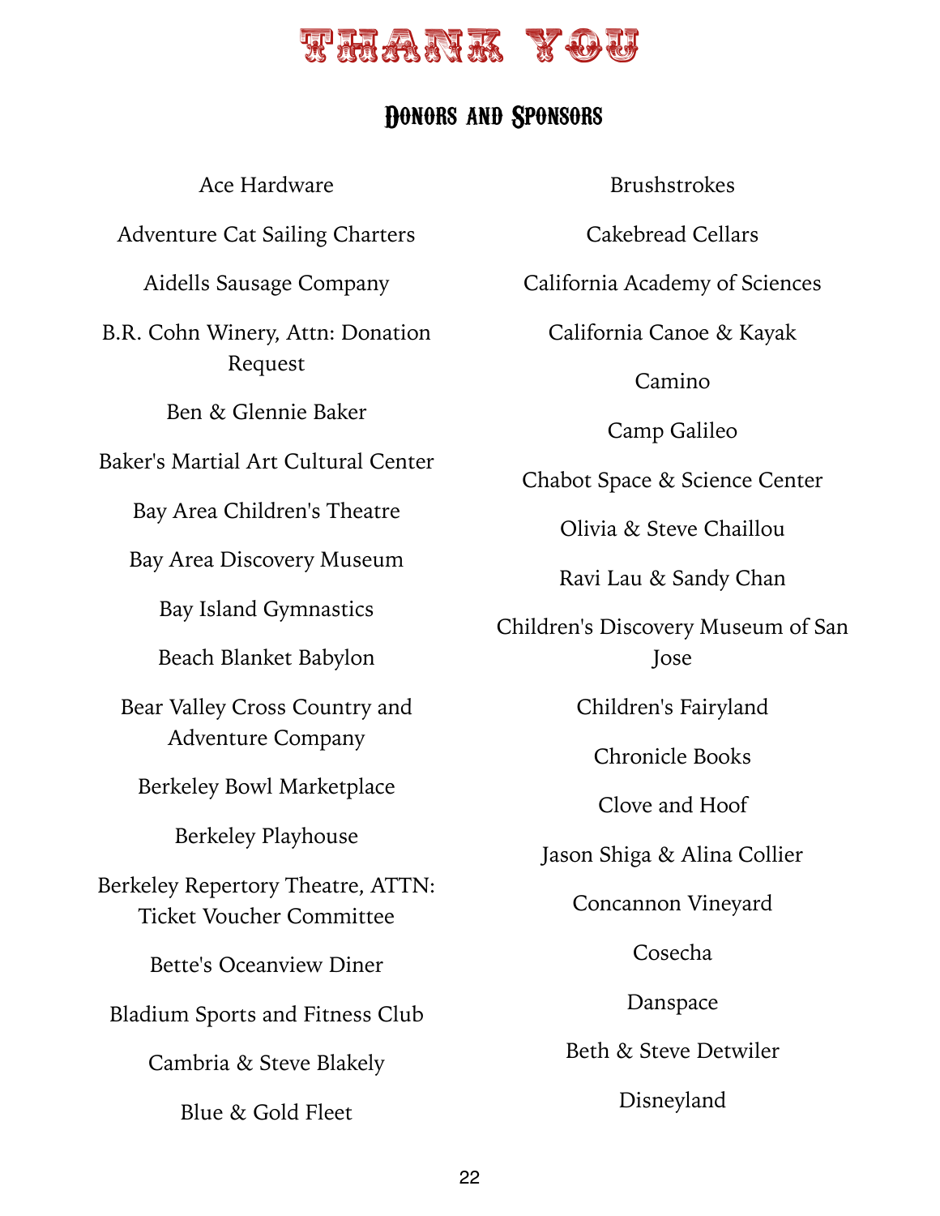# THANK YOU

## Donors and Sponsors

Ace Hardware

Adventure Cat Sailing Charters

Aidells Sausage Company

B.R. Cohn Winery, Attn: Donation Request

Ben & Glennie Baker

Baker's Martial Art Cultural Center

Bay Area Children's Theatre

Bay Area Discovery Museum

Bay Island Gymnastics

Beach Blanket Babylon

Bear Valley Cross Country and Adventure Company

Berkeley Bowl Marketplace

Berkeley Playhouse

Berkeley Repertory Theatre, ATTN: Ticket Voucher Committee

Bette's Oceanview Diner

Bladium Sports and Fitness Club

Cambria & Steve Blakely

Blue & Gold Fleet

Brushstrokes

Cakebread Cellars

California Academy of Sciences

California Canoe & Kayak

Camino

Camp Galileo

Chabot Space & Science Center

Olivia & Steve Chaillou

Ravi Lau & Sandy Chan

Children's Discovery Museum of San Jose

Children's Fairyland

Chronicle Books

Clove and Hoof

Jason Shiga & Alina Collier

Concannon Vineyard

Cosecha

Danspace

Beth & Steve Detwiler

Disneyland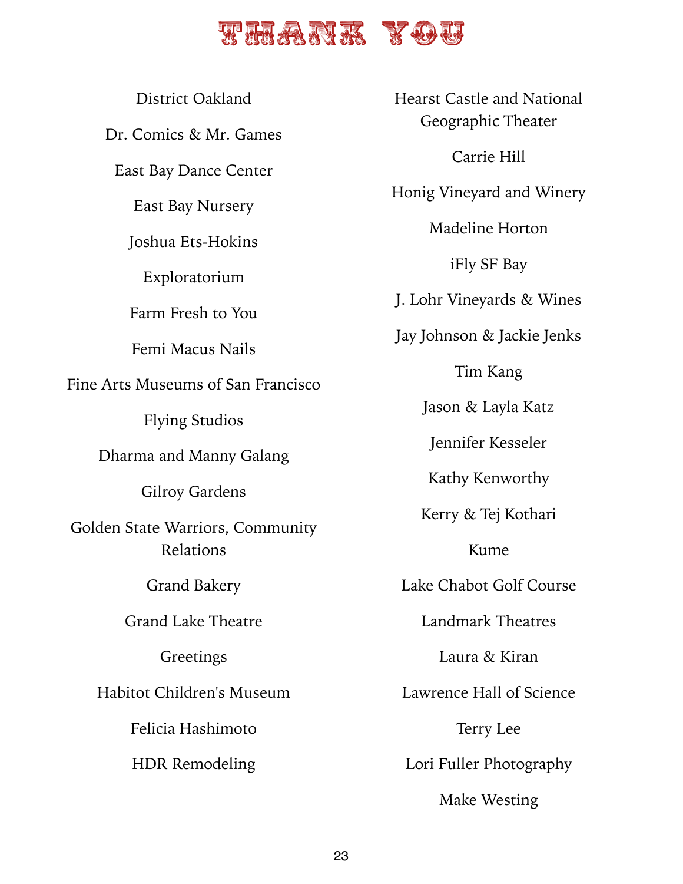# THANK YOU

District Oakland

Dr. Comics & Mr. Games

East Bay Dance Center

East Bay Nursery

Joshua Ets-Hokins

Exploratorium

Farm Fresh to You

Femi Macus Nails

Fine Arts Museums of San Francisco

Flying Studios

Dharma and Manny Galang

Gilroy Gardens

Golden State Warriors, Community Relations

Grand Bakery

Grand Lake Theatre

Greetings

Habitot Children's Museum

Felicia Hashimoto

HDR Remodeling

Hearst Castle and National Geographic Theater

Carrie Hill

Honig Vineyard and Winery

Madeline Horton

iFly SF Bay

J. Lohr Vineyards & Wines

Jay Johnson & Jackie Jenks

Tim Kang

Jason & Layla Katz

Jennifer Kesseler

Kathy Kenworthy

Kerry & Tej Kothari

Kume

Lake Chabot Golf Course

Landmark Theatres

Laura & Kiran

Lawrence Hall of Science

Terry Lee

Lori Fuller Photography

Make Westing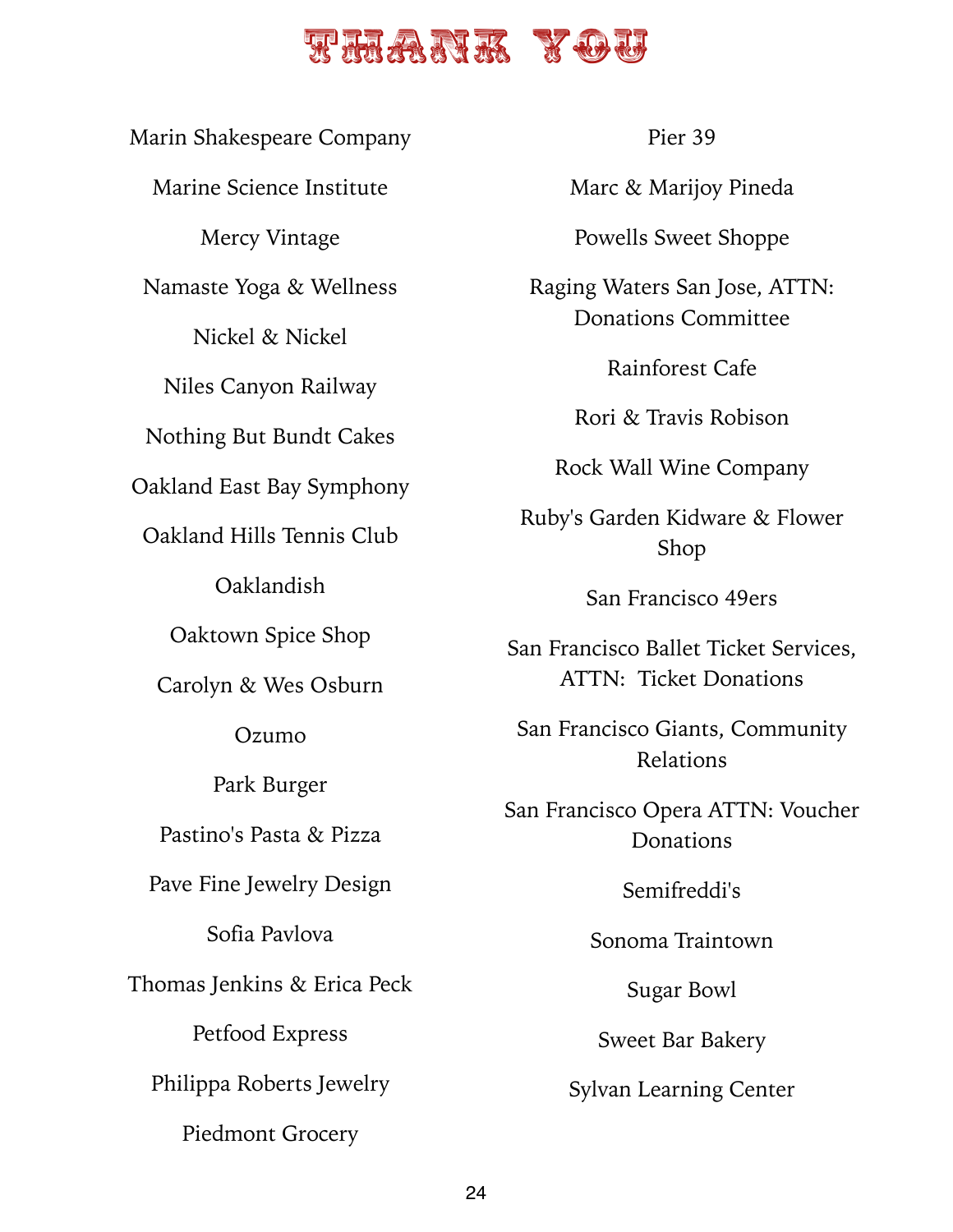# THANK YOU

Marin Shakespeare Company

Marine Science Institute

Mercy Vintage

Namaste Yoga & Wellness

Nickel & Nickel

Niles Canyon Railway

Nothing But Bundt Cakes

Oakland East Bay Symphony

Oakland Hills Tennis Club

Oaklandish

Oaktown Spice Shop

Carolyn & Wes Osburn

Ozumo

Park Burger

Pastino's Pasta & Pizza

Pave Fine Jewelry Design

Sofia Pavlova

Thomas Jenkins & Erica Peck

Petfood Express

Philippa Roberts Jewelry

Piedmont Grocery

Pier 39

Marc & Marijoy Pineda

Powells Sweet Shoppe

Raging Waters San Jose, ATTN: Donations Committee

Rainforest Cafe

Rori & Travis Robison

Rock Wall Wine Company

Ruby's Garden Kidware & Flower Shop

San Francisco 49ers

San Francisco Ballet Ticket Services, ATTN: Ticket Donations

San Francisco Giants, Community Relations

San Francisco Opera ATTN: Voucher Donations

Semifreddi's

Sonoma Traintown

Sugar Bowl

Sweet Bar Bakery

Sylvan Learning Center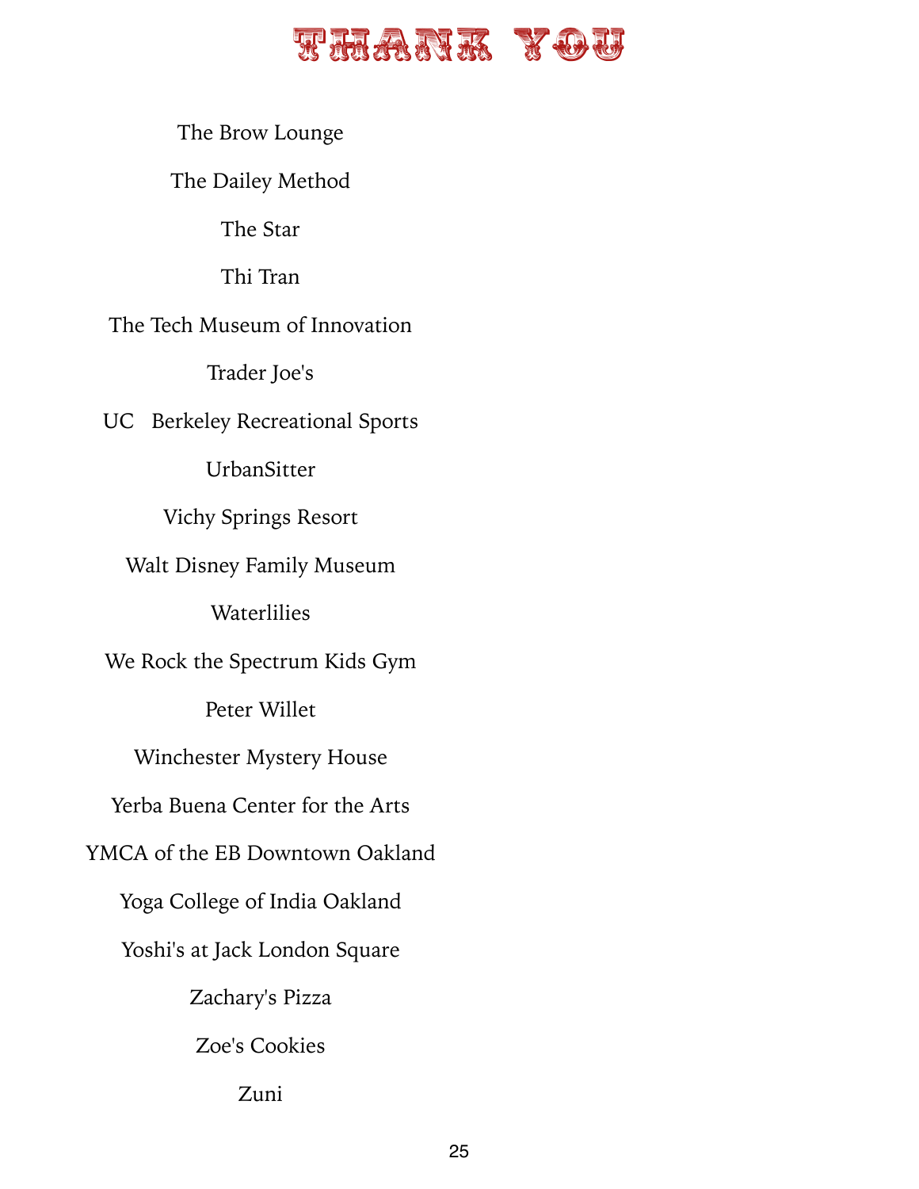# THANK YOU

The Brow Lounge

The Dailey Method

The Star

Thi Tran

The Tech Museum of Innovation

Trader Joe's

UC Berkeley Recreational Sports

UrbanSitter

Vichy Springs Resort

Walt Disney Family Museum

Waterlilies

We Rock the Spectrum Kids Gym

Peter Willet

Winchester Mystery House

Yerba Buena Center for the Arts

YMCA of the EB Downtown Oakland

Yoga College of India Oakland

Yoshi's at Jack London Square

Zachary's Pizza

Zoe's Cookies

Zuni